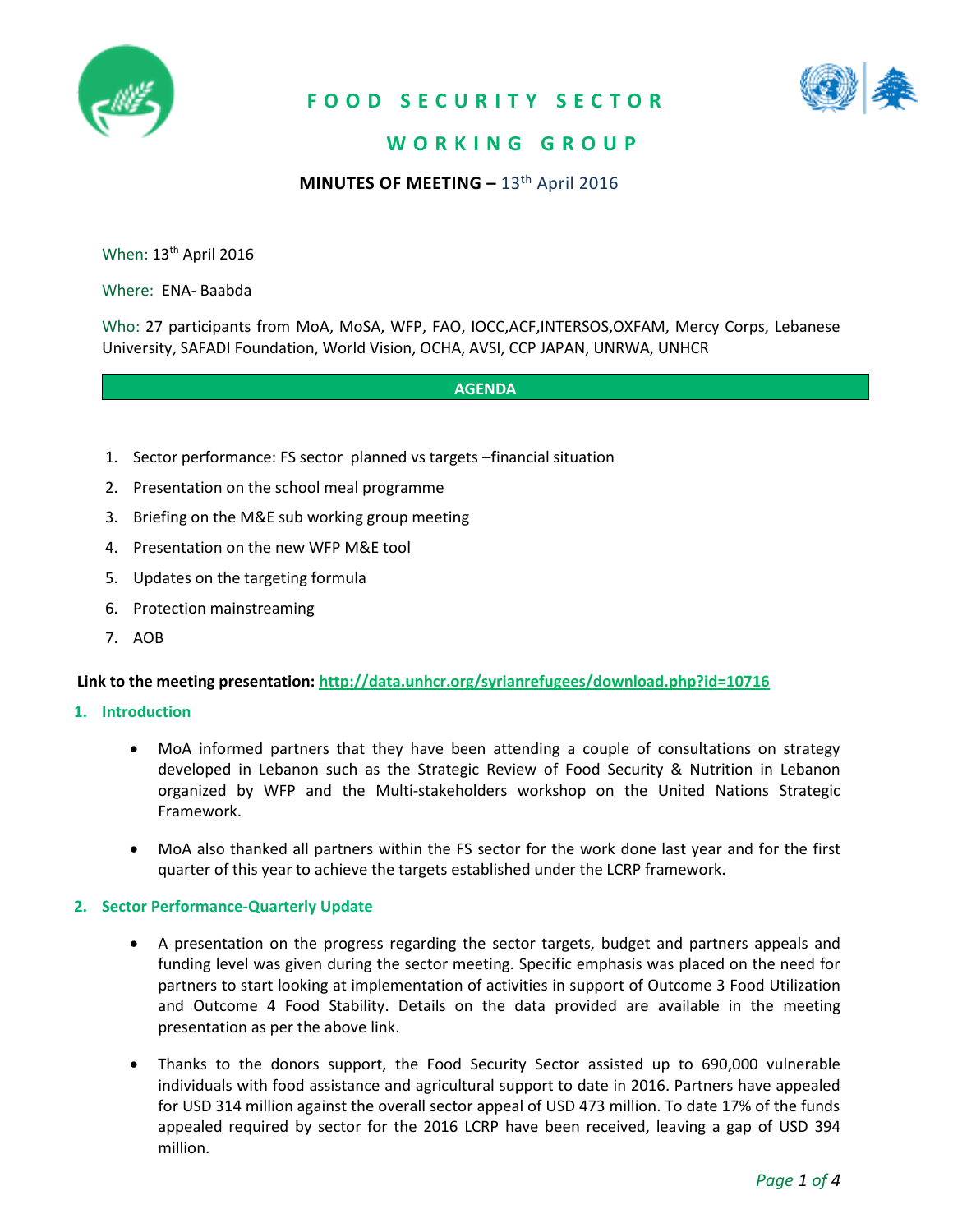# FOOD SECURITY SECTOR

# WORKING GROUP

**MINUTES OF MEETING –** 13th April 2016

When: 13th April 2016

Where: ENA- Baabda

Who: 27 participants from MoA, MoSA, WFP, FAO, IOCC,ACF,INTERSOS,OXFAM, Mercy Corps, Lebanese University, SAFADI Foundation, World Vision, OCHA, AVSI, CCP JAPAN, UNRWA, UNHCR

**AGENDA**

1. Sector performance: FS sector planned vs targets –financial situation
2. Presentation on the school meal programme
3. Briefing on the M&E sub working group meeting
4. Presentation on the new WFP M&E tool
5. Updates on the targeting formula
6. Protection mainstreaming
7. AOB

**Link to the meeting presentation: http://data.unhcr.org/syrianrefugees/download.php?id=10716**

## 1. Introduction

- MoA informed partners that they have been attending a couple of consultations on strategy developed in Lebanon such as the Strategic Review of Food Security & Nutrition in Lebanon organized by WFP and the Multi-stakeholders workshop on the United Nations Strategic Framework.
- MoA also thanked all partners within the FS sector for the work done last year and for the first quarter of this year to achieve the targets established under the LCRP framework.

## 2. Sector Performance-Quarterly Update

- A presentation on the progress regarding the sector targets, budget and partners appeals and funding level was given during the sector meeting. Specific emphasis was placed on the need for partners to start looking at implementation of activities in support of Outcome 3 Food Utilization and Outcome 4 Food Stability. Details on the data provided are available in the meeting presentation as per the above link.
- Thanks to the donors support, the Food Security Sector assisted up to 690,000 vulnerable individuals with food assistance and agricultural support to date in 2016. Partners have appealed for USD 314 million against the overall sector appeal of USD 473 million. To date 17% of the funds appealed required by sector for the 2016 LCRP have been received, leaving a gap of USD 394 million.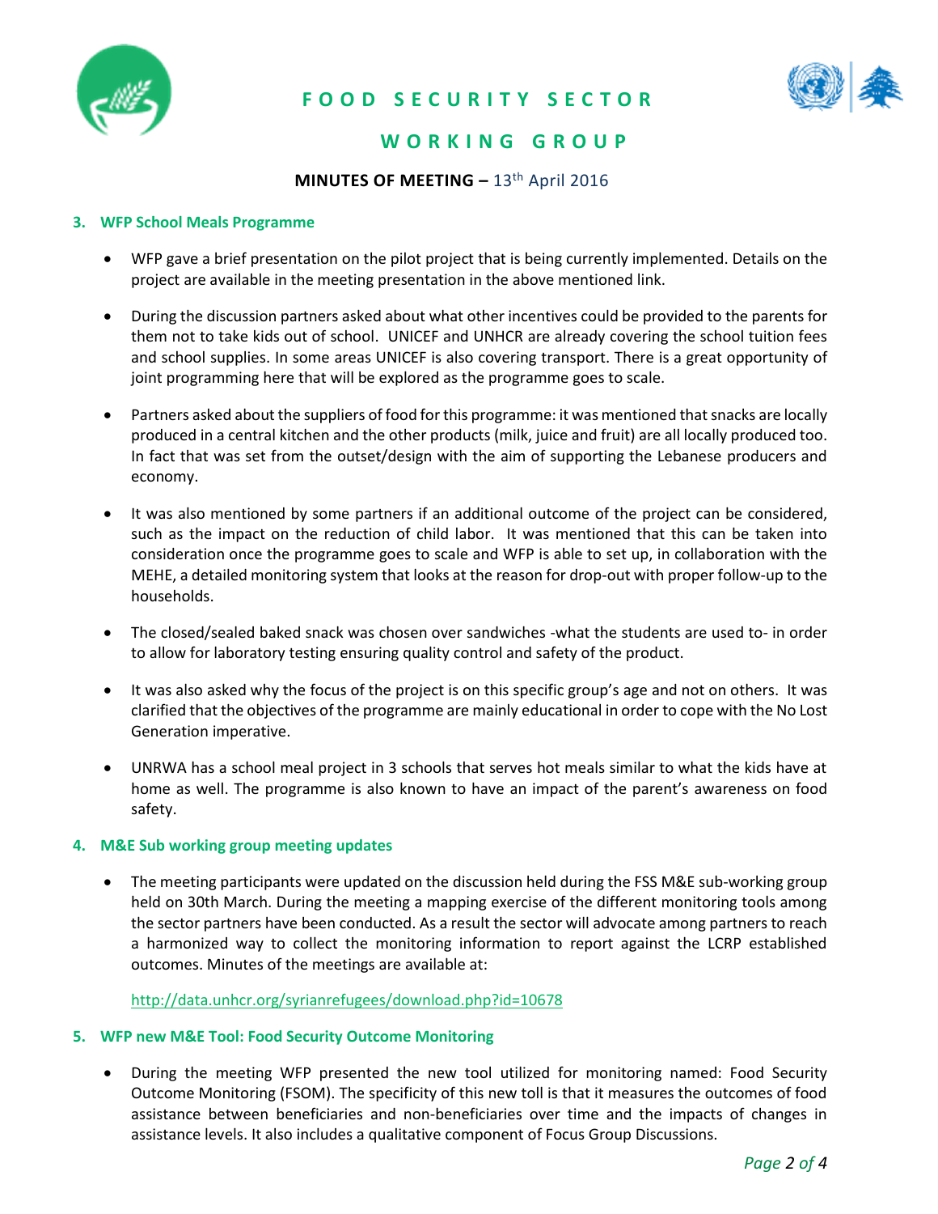### 3. WFP School Meals Programme

- WFP gave a brief presentation on the pilot project that is being currently implemented. Details on the project are available in the meeting presentation in the above mentioned link.
- During the discussion partners asked about what other incentives could be provided to the parents for them not to take kids out of school. UNICEF and UNHCR are already covering the school tuition fees and school supplies. In some areas UNICEF is also covering transport. There is a great opportunity of joint programming here that will be explored as the programme goes to scale.
- Partners asked about the suppliers of food for this programme: it was mentioned that snacks are locally produced in a central kitchen and the other products (milk, juice and fruit) are all locally produced too. In fact that was set from the outset/design with the aim of supporting the Lebanese producers and economy.
- It was also mentioned by some partners if an additional outcome of the project can be considered, such as the impact on the reduction of child labor. It was mentioned that this can be taken into consideration once the programme goes to scale and WFP is able to set up, in collaboration with the MEHE, a detailed monitoring system that looks at the reason for drop-out with proper follow-up to the households.
- The closed/sealed baked snack was chosen over sandwiches -what the students are used to- in order to allow for laboratory testing ensuring quality control and safety of the product.
- It was also asked why the focus of the project is on this specific group's age and not on others. It was clarified that the objectives of the programme are mainly educational in order to cope with the No Lost Generation imperative.
- UNRWA has a school meal project in 3 schools that serves hot meals similar to what the kids have at home as well. The programme is also known to have an impact of the parent's awareness on food safety.

### 4. M&E Sub working group meeting updates

- The meeting participants were updated on the discussion held during the FSS M&E sub-working group held on 30th March. During the meeting a mapping exercise of the different monitoring tools among the sector partners have been conducted. As a result the sector will advocate among partners to reach a harmonized way to collect the monitoring information to report against the LCRP established outcomes. Minutes of the meetings are available at:

  http://data.unhcr.org/syrianrefugees/download.php?id=10678

### 5. WFP new M&E Tool: Food Security Outcome Monitoring

- During the meeting WFP presented the new tool utilized for monitoring named: Food Security Outcome Monitoring (FSOM). The specificity of this new toll is that it measures the outcomes of food assistance between beneficiaries and non-beneficiaries over time and the impacts of changes in assistance levels. It also includes a qualitative component of Focus Group Discussions.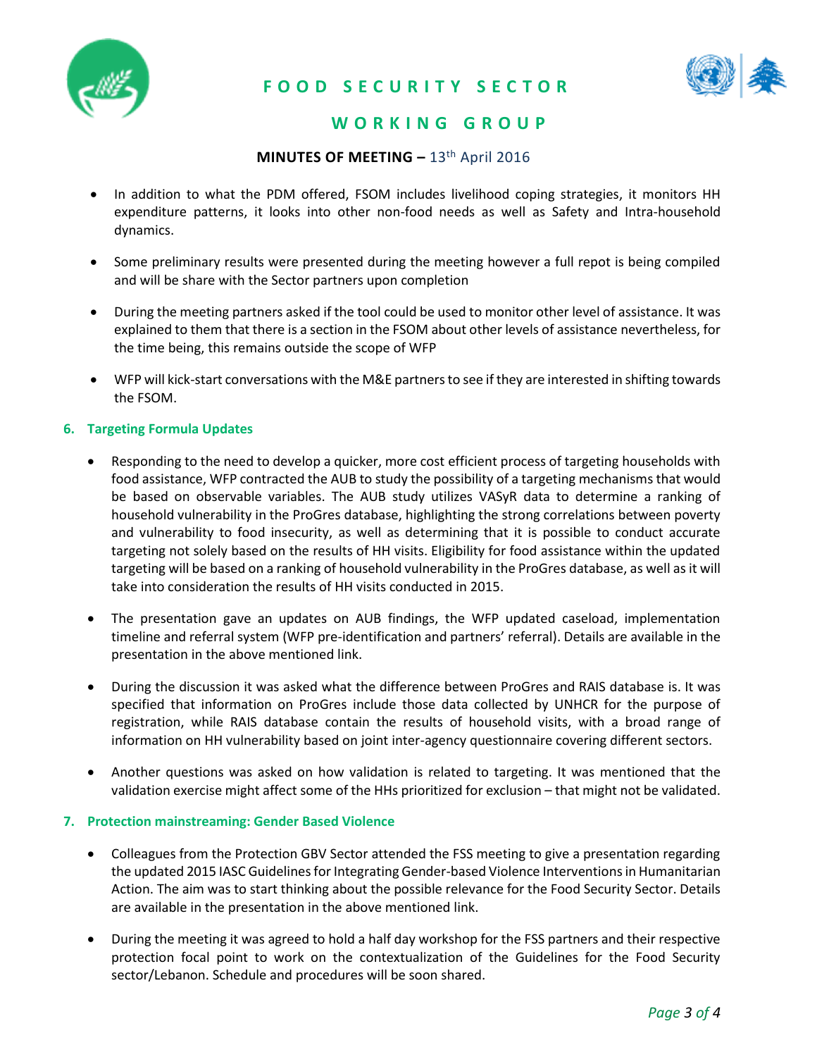- In addition to what the PDM offered, FSOM includes livelihood coping strategies, it monitors HH expenditure patterns, it looks into other non-food needs as well as Safety and Intra-household dynamics.

- Some preliminary results were presented during the meeting however a full repot is being compiled and will be share with the Sector partners upon completion

- During the meeting partners asked if the tool could be used to monitor other level of assistance. It was explained to them that there is a section in the FSOM about other levels of assistance nevertheless, for the time being, this remains outside the scope of WFP

- WFP will kick-start conversations with the M&E partners to see if they are interested in shifting towards the FSOM.

## 6. Targeting Formula Updates

- Responding to the need to develop a quicker, more cost efficient process of targeting households with food assistance, WFP contracted the AUB to study the possibility of a targeting mechanisms that would be based on observable variables. The AUB study utilizes VASyR data to determine a ranking of household vulnerability in the ProGres database, highlighting the strong correlations between poverty and vulnerability to food insecurity, as well as determining that it is possible to conduct accurate targeting not solely based on the results of HH visits. Eligibility for food assistance within the updated targeting will be based on a ranking of household vulnerability in the ProGres database, as well as it will take into consideration the results of HH visits conducted in 2015.

- The presentation gave an updates on AUB findings, the WFP updated caseload, implementation timeline and referral system (WFP pre-identification and partners' referral). Details are available in the presentation in the above mentioned link.

- During the discussion it was asked what the difference between ProGres and RAIS database is. It was specified that information on ProGres include those data collected by UNHCR for the purpose of registration, while RAIS database contain the results of household visits, with a broad range of information on HH vulnerability based on joint inter-agency questionnaire covering different sectors.

- Another questions was asked on how validation is related to targeting. It was mentioned that the validation exercise might affect some of the HHs prioritized for exclusion – that might not be validated.

## 7. Protection mainstreaming: Gender Based Violence

- Colleagues from the Protection GBV Sector attended the FSS meeting to give a presentation regarding the updated 2015 IASC Guidelines for Integrating Gender-based Violence Interventions in Humanitarian Action. The aim was to start thinking about the possible relevance for the Food Security Sector. Details are available in the presentation in the above mentioned link.

- During the meeting it was agreed to hold a half day workshop for the FSS partners and their respective protection focal point to work on the contextualization of the Guidelines for the Food Security sector/Lebanon. Schedule and procedures will be soon shared.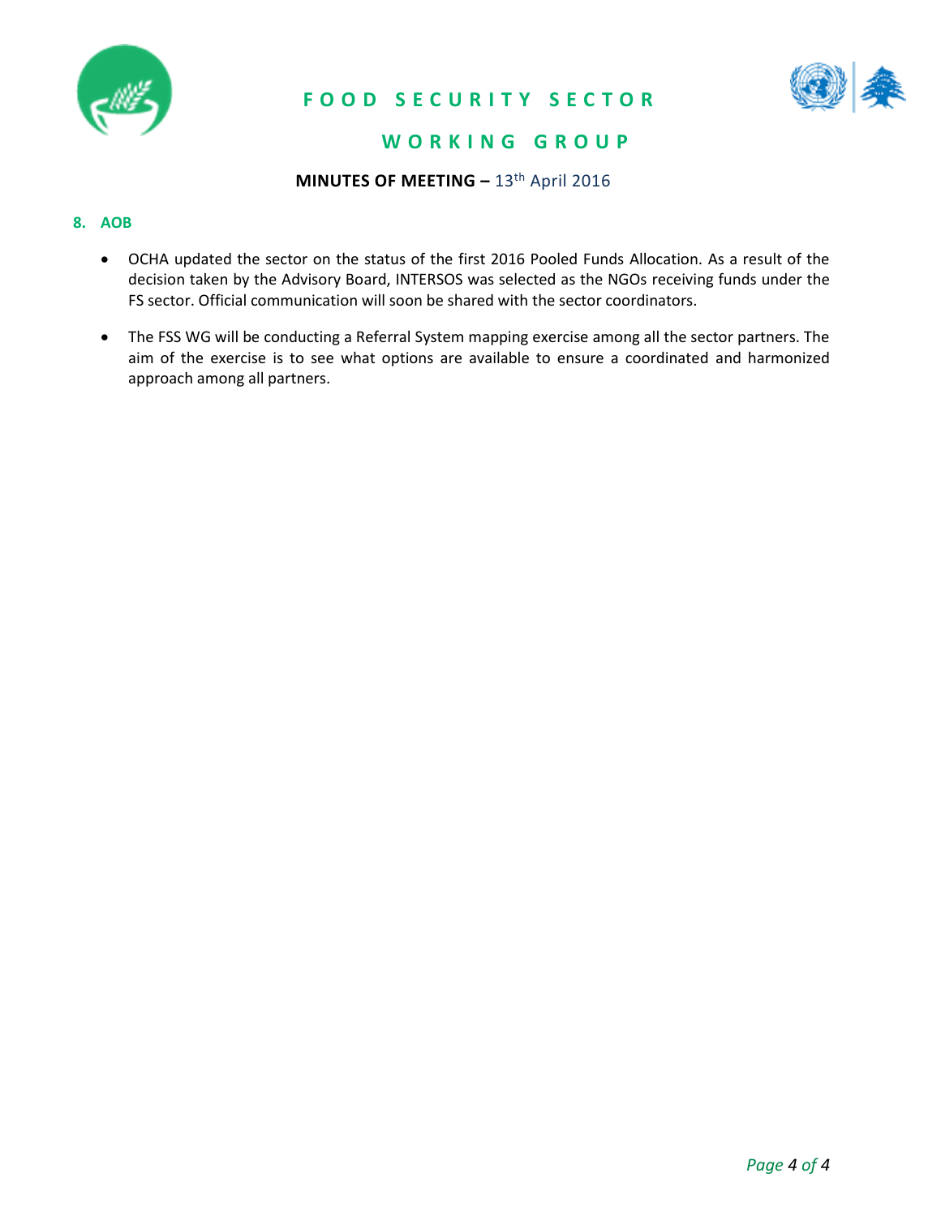## 8. AOB

- OCHA updated the sector on the status of the first 2016 Pooled Funds Allocation. As a result of the decision taken by the Advisory Board, INTERSOS was selected as the NGOs receiving funds under the FS sector. Official communication will soon be shared with the sector coordinators.
- The FSS WG will be conducting a Referral System mapping exercise among all the sector partners. The aim of the exercise is to see what options are available to ensure a coordinated and harmonized approach among all partners.